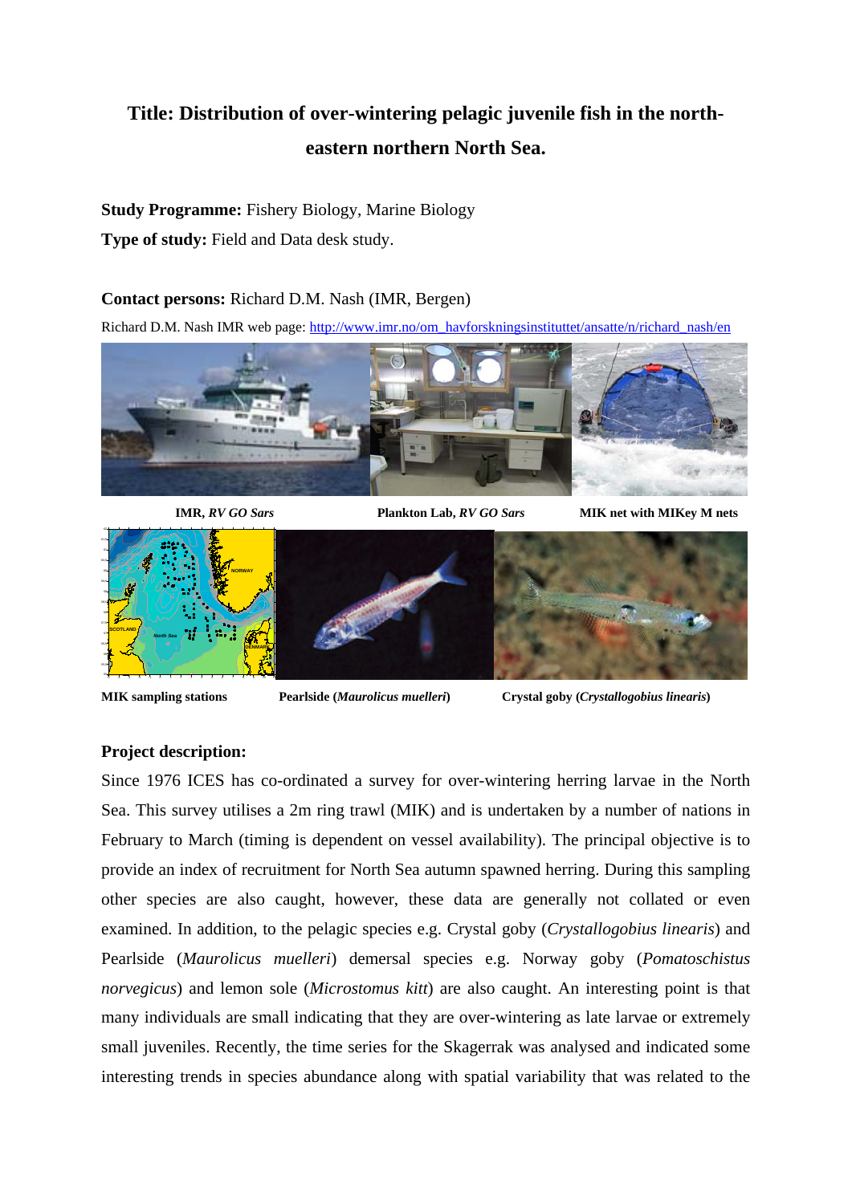# Title: Distribution of over-wintering pelagic juvenile fish in the north-eastern northern North Sea.

**Study Programme:** Fishery Biology, Marine Biology

**Type of study:** Field and Data desk study.

**Contact persons:** Richard D.M. Nash (IMR, Bergen)

Richard D.M. Nash IMR web page: http://www.imr.no/om_havforskningsinstituttet/ansatte/n/richard_nash/en

**IMR, *RV GO Sars*** | **Plankton Lab, *RV GO Sars*** | **MIK net with MIKey M nets**

**MIK sampling stations** | **Pearlside (*Maurolicus muelleri*)** | **Crystal goby (*Crystallogobius linearis*)**

## Project description:

Since 1976 ICES has co-ordinated a survey for over-wintering herring larvae in the North Sea. This survey utilises a 2m ring trawl (MIK) and is undertaken by a number of nations in February to March (timing is dependent on vessel availability). The principal objective is to provide an index of recruitment for North Sea autumn spawned herring. During this sampling other species are also caught, however, these data are generally not collated or even examined. In addition, to the pelagic species e.g. Crystal goby (*Crystallogobius linearis*) and Pearlside (*Maurolicus muelleri*) demersal species e.g. Norway goby (*Pomatoschistus norvegicus*) and lemon sole (*Microstomus kitt*) are also caught. An interesting point is that many individuals are small indicating that they are over-wintering as late larvae or extremely small juveniles. Recently, the time series for the Skagerrak was analysed and indicated some interesting trends in species abundance along with spatial variability that was related to the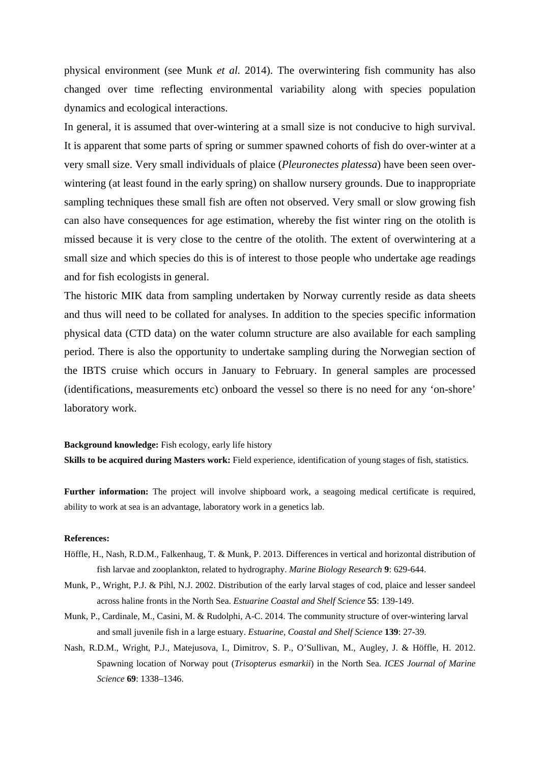physical environment (see Munk *et al.* 2014). The overwintering fish community has also changed over time reflecting environmental variability along with species population dynamics and ecological interactions.

In general, it is assumed that over-wintering at a small size is not conducive to high survival. It is apparent that some parts of spring or summer spawned cohorts of fish do over-winter at a very small size. Very small individuals of plaice (*Pleuronectes platessa*) have been seen over-wintering (at least found in the early spring) on shallow nursery grounds. Due to inappropriate sampling techniques these small fish are often not observed. Very small or slow growing fish can also have consequences for age estimation, whereby the fist winter ring on the otolith is missed because it is very close to the centre of the otolith. The extent of overwintering at a small size and which species do this is of interest to those people who undertake age readings and for fish ecologists in general.

The historic MIK data from sampling undertaken by Norway currently reside as data sheets and thus will need to be collated for analyses. In addition to the species specific information physical data (CTD data) on the water column structure are also available for each sampling period. There is also the opportunity to undertake sampling during the Norwegian section of the IBTS cruise which occurs in January to February. In general samples are processed (identifications, measurements etc) onboard the vessel so there is no need for any 'on-shore' laboratory work.

**Background knowledge:** Fish ecology, early life history

**Skills to be acquired during Masters work:** Field experience, identification of young stages of fish, statistics.

**Further information:** The project will involve shipboard work, a seagoing medical certificate is required, ability to work at sea is an advantage, laboratory work in a genetics lab.

**References:**

Höffle, H., Nash, R.D.M., Falkenhaug, T. & Munk, P. 2013. Differences in vertical and horizontal distribution of fish larvae and zooplankton, related to hydrography. *Marine Biology Research* **9**: 629-644.

Munk, P., Wright, P.J. & Pihl, N.J. 2002. Distribution of the early larval stages of cod, plaice and lesser sandeel across haline fronts in the North Sea. *Estuarine Coastal and Shelf Science* **55**: 139-149.

Munk, P., Cardinale, M., Casini, M. & Rudolphi, A-C. 2014. The community structure of over-wintering larval and small juvenile fish in a large estuary. *Estuarine, Coastal and Shelf Science* **139**: 27-39.

Nash, R.D.M., Wright, P.J., Matejusova, I., Dimitrov, S. P., O'Sullivan, M., Augley, J. & Höffle, H. 2012. Spawning location of Norway pout (*Trisopterus esmarkii*) in the North Sea. *ICES Journal of Marine Science* **69**: 1338–1346.